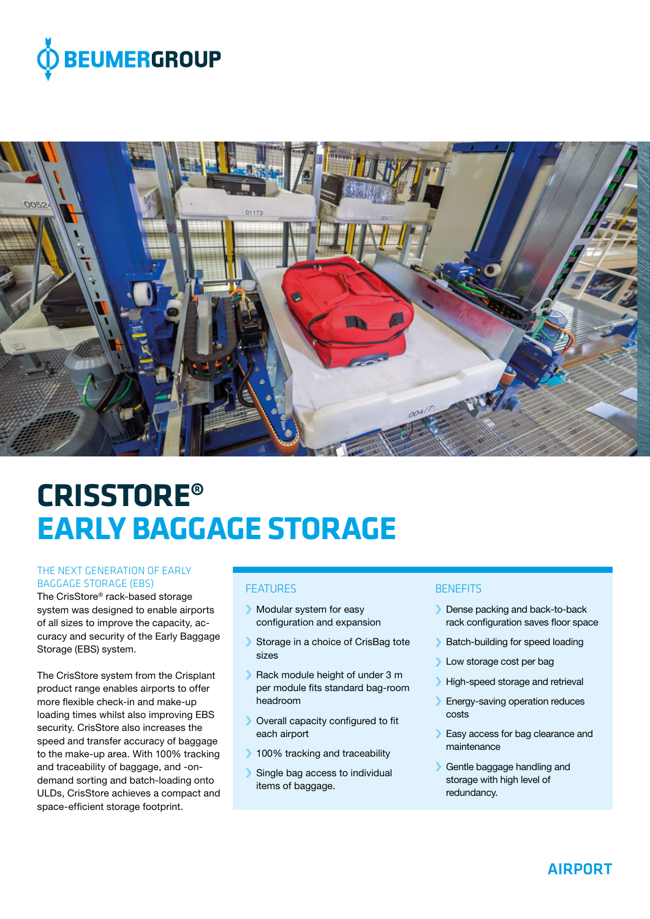BEUMERGROUP

# CRISSTORE®
# EARLY BAGGAGE STORAGE

### THE NEXT GENERATION OF EARLY BAGGAGE STORAGE (EBS)

The CrisStore® rack-based storage system was designed to enable airports of all sizes to improve the capacity, accuracy and security of the Early Baggage Storage (EBS) system.

The CrisStore system from the Crisplant product range enables airports to offer more flexible check-in and make-up loading times whilst also improving EBS security. CrisStore also increases the speed and transfer accuracy of baggage to the make-up area. With 100% tracking and traceability of baggage, and -on-demand sorting and batch-loading onto ULDs, CrisStore achieves a compact and space-efficient storage footprint.

### FEATURES

- Modular system for easy configuration and expansion
- Storage in a choice of CrisBag tote sizes
- Rack module height of under 3 m per module fits standard bag-room headroom
- Overall capacity configured to fit each airport
- 100% tracking and traceability
- Single bag access to individual items of baggage.

### BENEFITS

- Dense packing and back-to-back rack configuration saves floor space
- Batch-building for speed loading
- Low storage cost per bag
- High-speed storage and retrieval
- Energy-saving operation reduces costs
- Easy access for bag clearance and maintenance
- Gentle baggage handling and storage with high level of redundancy.

AIRPORT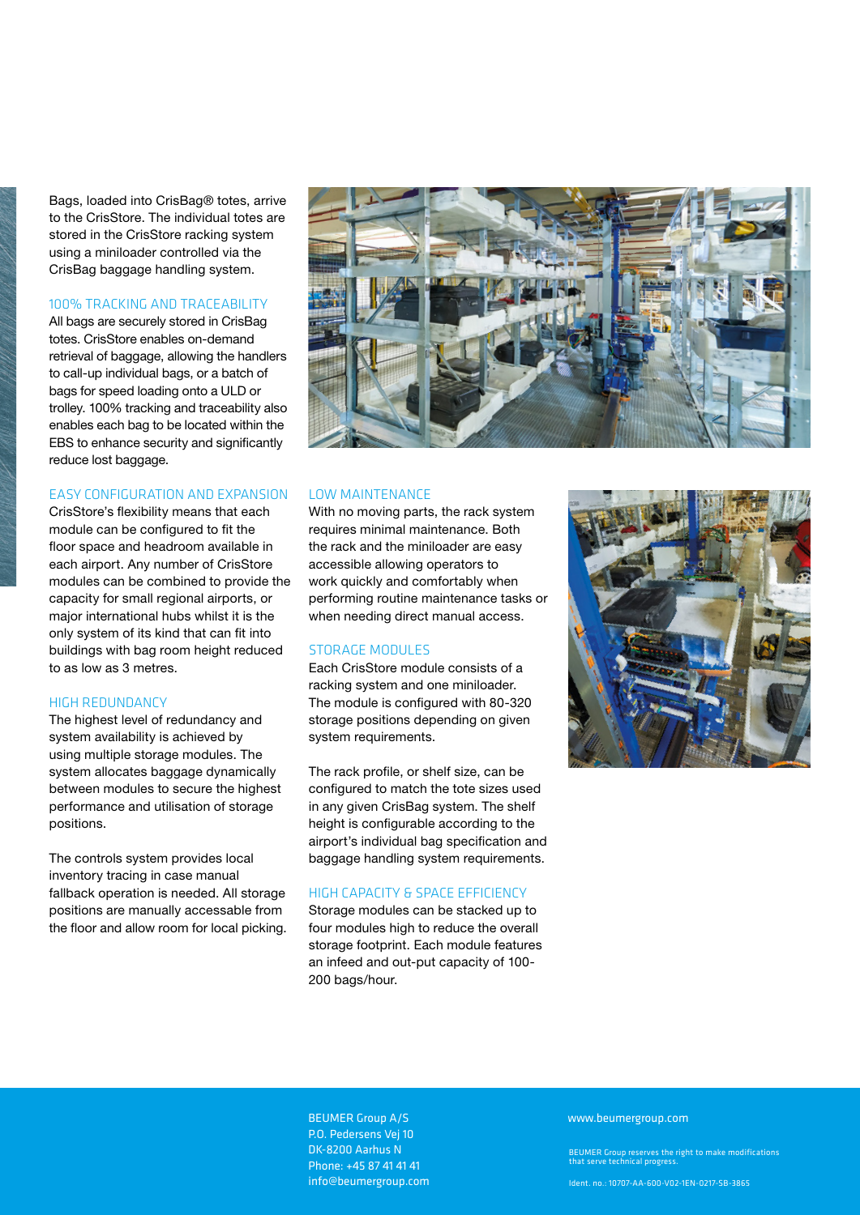Bags, loaded into CrisBag® totes, arrive to the CrisStore. The individual totes are stored in the CrisStore racking system using a miniloader controlled via the CrisBag baggage handling system.

## 100% TRACKING AND TRACEABILITY

All bags are securely stored in CrisBag totes. CrisStore enables on-demand retrieval of baggage, allowing the handlers to call-up individual bags, or a batch of bags for speed loading onto a ULD or trolley. 100% tracking and traceability also enables each bag to be located within the EBS to enhance security and significantly reduce lost baggage.

## EASY CONFIGURATION AND EXPANSION

CrisStore's flexibility means that each module can be configured to fit the floor space and headroom available in each airport. Any number of CrisStore modules can be combined to provide the capacity for small regional airports, or major international hubs whilst it is the only system of its kind that can fit into buildings with bag room height reduced to as low as 3 metres.

## HIGH REDUNDANCY

The highest level of redundancy and system availability is achieved by using multiple storage modules. The system allocates baggage dynamically between modules to secure the highest performance and utilisation of storage positions.

The controls system provides local inventory tracing in case manual fallback operation is needed. All storage positions are manually accessable from the floor and allow room for local picking.

## LOW MAINTENANCE

With no moving parts, the rack system requires minimal maintenance. Both the rack and the miniloader are easy accessible allowing operators to work quickly and comfortably when performing routine maintenance tasks or when needing direct manual access.

## STORAGE MODULES

Each CrisStore module consists of a racking system and one miniloader. The module is configured with 80-320 storage positions depending on given system requirements.

The rack profile, or shelf size, can be configured to match the tote sizes used in any given CrisBag system. The shelf height is configurable according to the airport's individual bag specification and baggage handling system requirements.

## HIGH CAPACITY & SPACE EFFICIENCY

Storage modules can be stacked up to four modules high to reduce the overall storage footprint. Each module features an infeed and out-put capacity of 100-200 bags/hour.

BEUMER Group A/S
P.O. Pedersens Vej 10
DK-8200 Aarhus N
Phone: +45 87 41 41 41
info@beumergroup.com

www.beumergroup.com

BEUMER Group reserves the right to make modifications that serve technical progress.

Ident. no.: 10707-AA-600-V02-1EN-0217-SB-3865